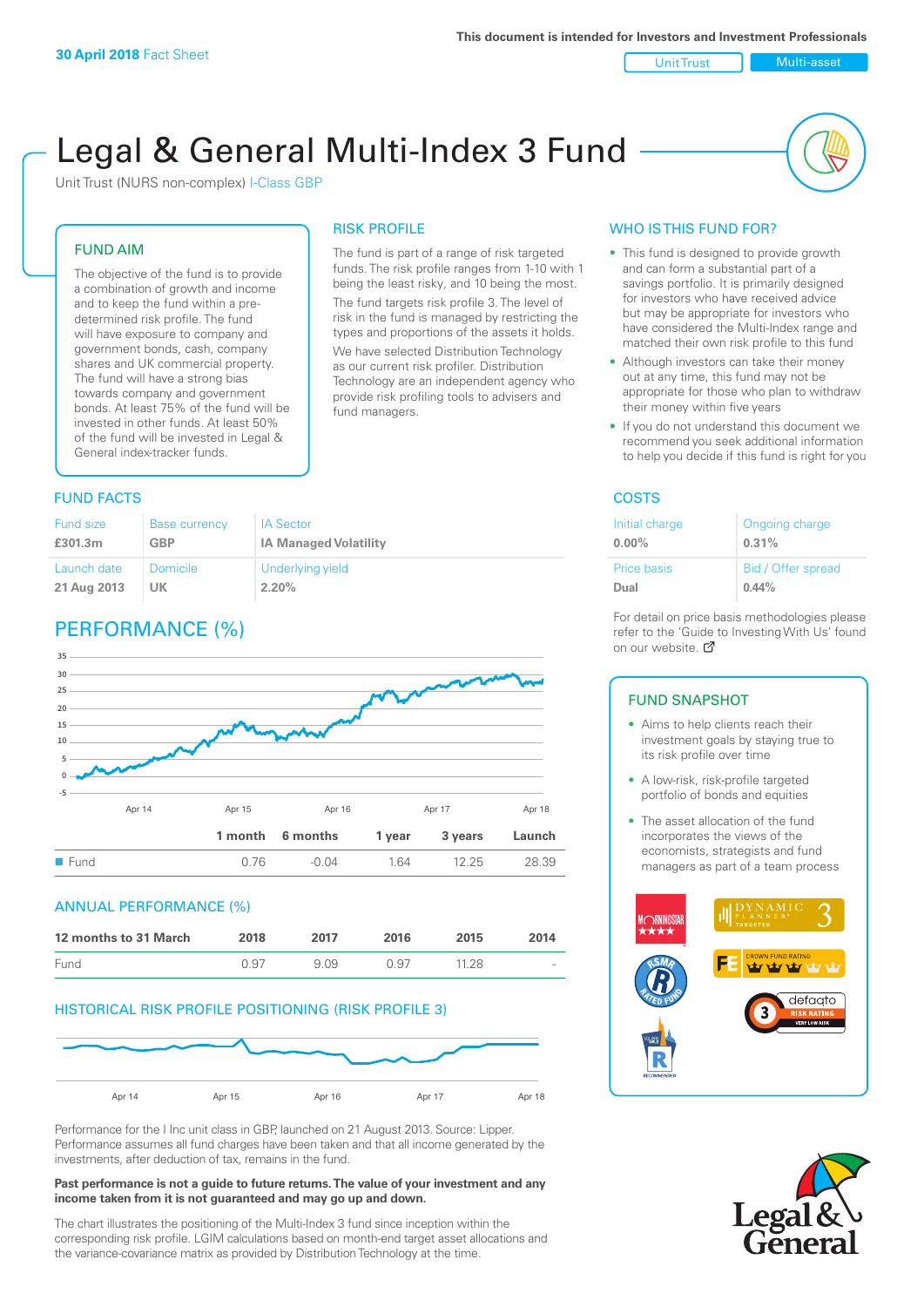30 April 2018 Fact Sheet

This document is intended for Investors and Investment Professionals

Unit Trust | Multi-asset

# Legal & General Multi-Index 3 Fund

Unit Trust (NURS non-complex) I-Class GBP

## FUND AIM

The objective of the fund is to provide a combination of growth and income and to keep the fund within a pre-determined risk profile. The fund will have exposure to company and government bonds, cash, company shares and UK commercial property. The fund will have a strong bias towards company and government bonds. At least 75% of the fund will be invested in other funds. At least 50% of the fund will be invested in Legal & General index-tracker funds.

## RISK PROFILE

The fund is part of a range of risk targeted funds. The risk profile ranges from 1-10 with 1 being the least risky, and 10 being the most.

The fund targets risk profile 3. The level of risk in the fund is managed by restricting the types and proportions of the assets it holds. We have selected Distribution Technology as our current risk profiler. Distribution Technology are an independent agency who provide risk profiling tools to advisers and fund managers.

## WHO IS THIS FUND FOR?

- This fund is designed to provide growth and can form a substantial part of a savings portfolio. It is primarily designed for investors who have received advice but may be appropriate for investors who have considered the Multi-Index range and matched their own risk profile to this fund
- Although investors can take their money out at any time, this fund may not be appropriate for those who plan to withdraw their money within five years
- If you do not understand this document we recommend you seek additional information to help you decide if this fund is right for you

## FUND FACTS

| Fund size | Base currency | IA Sector |
|---|---|---|
| £301.3m | GBP | IA Managed Volatility |
| **Launch date** | **Domicile** | **Underlying yield** |
| 21 Aug 2013 | UK | 2.20% |

## COSTS

| Initial charge | Ongoing charge |
|---|---|
| 0.00% | 0.31% |
| **Price basis** | **Bid / Offer spread** |
| Dual | 0.44% |

For detail on price basis methodologies please refer to the 'Guide to Investing With Us' found on our website.

## PERFORMANCE (%)

| | 1 month | 6 months | 1 year | 3 years | Launch |
|---|---|---|---|---|---|
| Fund | 0.76 | -0.04 | 1.64 | 12.25 | 28.39 |

## ANNUAL PERFORMANCE (%)

| 12 months to 31 March | 2018 | 2017 | 2016 | 2015 | 2014 |
|---|---|---|---|---|---|
| Fund | 0.97 | 9.09 | 0.97 | 11.28 | - |

## HISTORICAL RISK PROFILE POSITIONING (RISK PROFILE 3)

Performance for the I Inc unit class in GBP, launched on 21 August 2013. Source: Lipper. Performance assumes all fund charges have been taken and that all income generated by the investments, after deduction of tax, remains in the fund.

**Past performance is not a guide to future returns. The value of your investment and any income taken from it is not guaranteed and may go up and down.**

The chart illustrates the positioning of the Multi-Index 3 fund since inception within the corresponding risk profile. LGIM calculations based on month-end target asset allocations and the variance-covariance matrix as provided by Distribution Technology at the time.

## FUND SNAPSHOT

- Aims to help clients reach their investment goals by staying true to its risk profile over time
- A low-risk, risk-profile targeted portfolio of bonds and equities
- The asset allocation of the fund incorporates the views of the economists, strategists and fund managers as part of a team process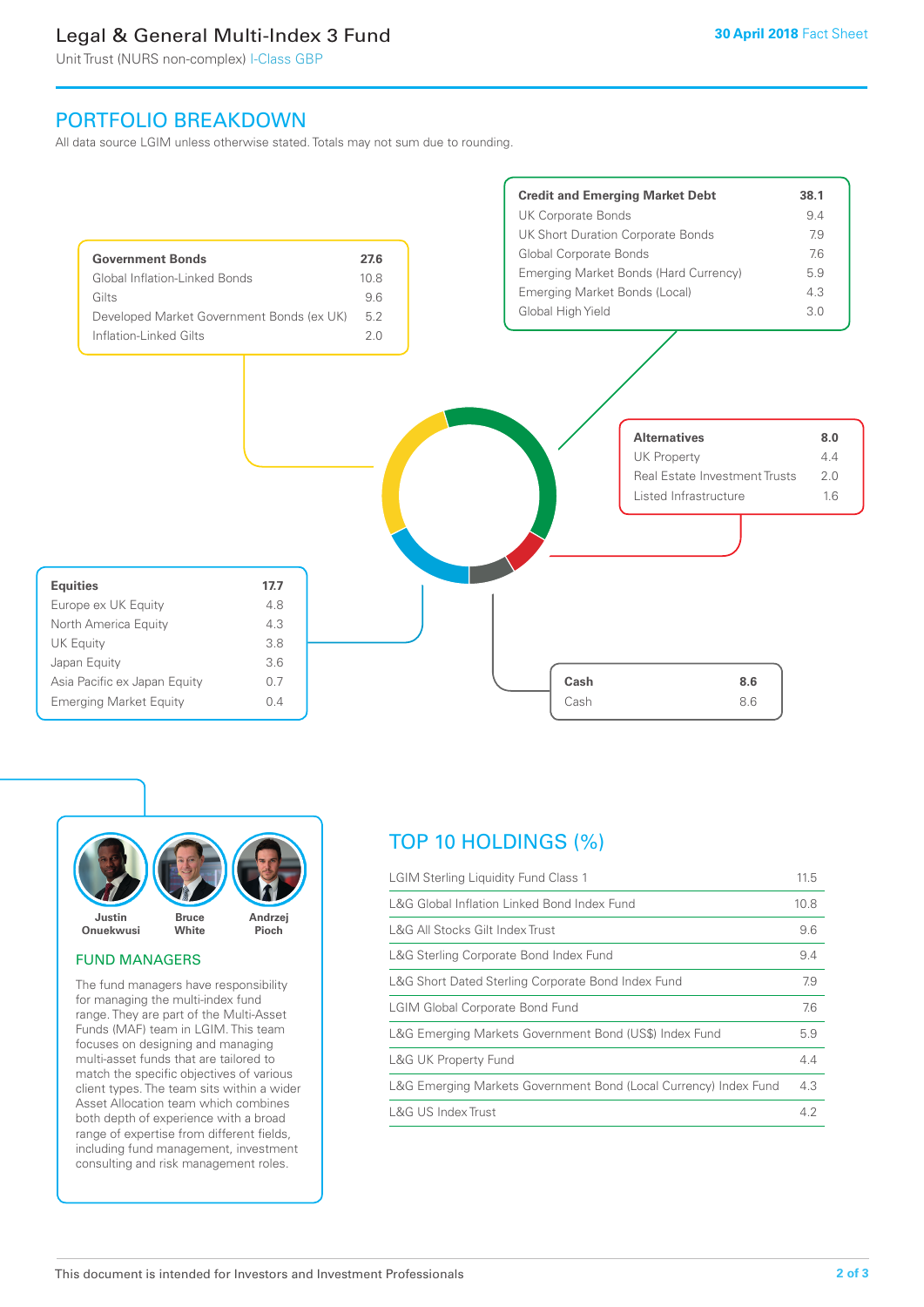# Legal & General Multi-Index 3 Fund

Unit Trust (NURS non-complex) I-Class GBP

30 April 2018 Fact Sheet

## PORTFOLIO BREAKDOWN

All data source LGIM unless otherwise stated. Totals may not sum due to rounding.

| Credit and Emerging Market Debt | 38.1 |
|---|---|
| UK Corporate Bonds | 9.4 |
| UK Short Duration Corporate Bonds | 7.9 |
| Global Corporate Bonds | 7.6 |
| Emerging Market Bonds (Hard Currency) | 5.9 |
| Emerging Market Bonds (Local) | 4.3 |
| Global High Yield | 3.0 |

| Government Bonds | 27.6 |
|---|---|
| Global Inflation-Linked Bonds | 10.8 |
| Gilts | 9.6 |
| Developed Market Government Bonds (ex UK) | 5.2 |
| Inflation-Linked Gilts | 2.0 |

| Alternatives | 8.0 |
|---|---|
| UK Property | 4.4 |
| Real Estate Investment Trusts | 2.0 |
| Listed Infrastructure | 1.6 |

| Equities | 17.7 |
|---|---|
| Europe ex UK Equity | 4.8 |
| North America Equity | 4.3 |
| UK Equity | 3.8 |
| Japan Equity | 3.6 |
| Asia Pacific ex Japan Equity | 0.7 |
| Emerging Market Equity | 0.4 |

| Cash | 8.6 |
|---|---|
| Cash | 8.6 |

Justin Onuekwusi, Bruce White, Andrzej Pioch

### FUND MANAGERS

The fund managers have responsibility for managing the multi-index fund range. They are part of the Multi-Asset Funds (MAF) team in LGIM. This team focuses on designing and managing multi-asset funds that are tailored to match the specific objectives of various client types. The team sits within a wider Asset Allocation team which combines both depth of experience with a broad range of expertise from different fields, including fund management, investment consulting and risk management roles.

## TOP 10 HOLDINGS (%)

| Holding | % |
|---|---|
| LGIM Sterling Liquidity Fund Class 1 | 11.5 |
| L&G Global Inflation Linked Bond Index Fund | 10.8 |
| L&G All Stocks Gilt Index Trust | 9.6 |
| L&G Sterling Corporate Bond Index Fund | 9.4 |
| L&G Short Dated Sterling Corporate Bond Index Fund | 7.9 |
| LGIM Global Corporate Bond Fund | 7.6 |
| L&G Emerging Markets Government Bond (US$) Index Fund | 5.9 |
| L&G UK Property Fund | 4.4 |
| L&G Emerging Markets Government Bond (Local Currency) Index Fund | 4.3 |
| L&G US Index Trust | 4.2 |

This document is intended for Investors and Investment Professionals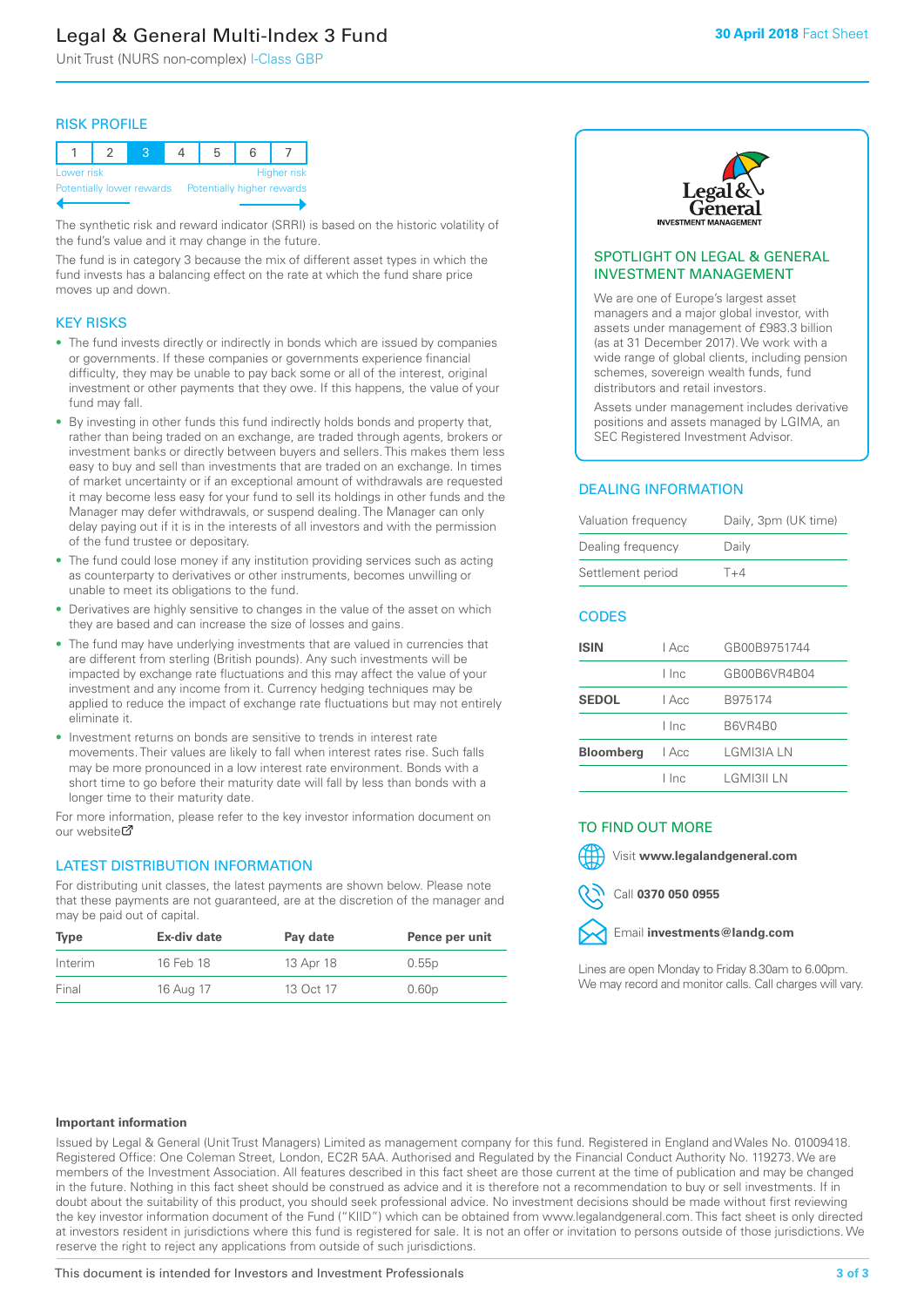# Legal & General Multi-Index 3 Fund

Unit Trust (NURS non-complex) I-Class GBP

**30 April 2018** Fact Sheet

## RISK PROFILE

| 1 | 2 | 3 | 4 | 5 | 6 | 7 |
|---|---|---|---|---|---|---|

Lower risk — Higher risk

Potentially lower rewards — Potentially higher rewards

The synthetic risk and reward indicator (SRRI) is based on the historic volatility of the fund's value and it may change in the future.

The fund is in category 3 because the mix of different asset types in which the fund invests has a balancing effect on the rate at which the fund share price moves up and down.

## KEY RISKS

- The fund invests directly or indirectly in bonds which are issued by companies or governments. If these companies or governments experience financial difficulty, they may be unable to pay back some or all of the interest, original investment or other payments that they owe. If this happens, the value of your fund may fall.
- By investing in other funds this fund indirectly holds bonds and property that, rather than being traded on an exchange, are traded through agents, brokers or investment banks or directly between buyers and sellers. This makes them less easy to buy and sell than investments that are traded on an exchange. In times of market uncertainty or if an exceptional amount of withdrawals are requested it may become less easy for your fund to sell its holdings in other funds and the Manager may defer withdrawals, or suspend dealing. The Manager can only delay paying out if it is in the interests of all investors and with the permission of the fund trustee or depositary.
- The fund could lose money if any institution providing services such as acting as counterparty to derivatives or other instruments, becomes unwilling or unable to meet its obligations to the fund.
- Derivatives are highly sensitive to changes in the value of the asset on which they are based and can increase the size of losses and gains.
- The fund may have underlying investments that are valued in currencies that are different from sterling (British pounds). Any such investments will be impacted by exchange rate fluctuations and this may affect the value of your investment and any income from it. Currency hedging techniques may be applied to reduce the impact of exchange rate fluctuations but may not entirely eliminate it.
- Investment returns on bonds are sensitive to trends in interest rate movements. Their values are likely to fall when interest rates rise. Such falls may be more pronounced in a low interest rate environment. Bonds with a short time to go before their maturity date will fall by less than bonds with a longer time to their maturity date.

For more information, please refer to the key investor information document on our website

## LATEST DISTRIBUTION INFORMATION

For distributing unit classes, the latest payments are shown below. Please note that these payments are not guaranteed, are at the discretion of the manager and may be paid out of capital.

| Type | Ex-div date | Pay date | Pence per unit |
|---|---|---|---|
| Interim | 16 Feb 18 | 13 Apr 18 | 0.55p |
| Final | 16 Aug 17 | 13 Oct 17 | 0.60p |

## SPOTLIGHT ON LEGAL & GENERAL INVESTMENT MANAGEMENT

We are one of Europe's largest asset managers and a major global investor, with assets under management of £983.3 billion (as at 31 December 2017). We work with a wide range of global clients, including pension schemes, sovereign wealth funds, fund distributors and retail investors.

Assets under management includes derivative positions and assets managed by LGIMA, an SEC Registered Investment Advisor.

## DEALING INFORMATION

| | |
|---|---|
| Valuation frequency | Daily, 3pm (UK time) |
| Dealing frequency | Daily |
| Settlement period | T+4 |

## CODES

| | | |
|---|---|---|
| **ISIN** | I Acc | GB00B9751744 |
| | I Inc | GB00B6VR4B04 |
| **SEDOL** | I Acc | B975174 |
| | I Inc | B6VR4B0 |
| **Bloomberg** | I Acc | LGMI3IA LN |
| | I Inc | LGMI3II LN |

## TO FIND OUT MORE

Visit **www.legalandgeneral.com**

Call **0370 050 0955**

Email **investments@landg.com**

Lines are open Monday to Friday 8.30am to 6.00pm. We may record and monitor calls. Call charges will vary.

**Important information**

Issued by Legal & General (Unit Trust Managers) Limited as management company for this fund. Registered in England and Wales No. 01009418. Registered Office: One Coleman Street, London, EC2R 5AA. Authorised and Regulated by the Financial Conduct Authority No. 119273. We are members of the Investment Association. All features described in this fact sheet are those current at the time of publication and may be changed in the future. Nothing in this fact sheet should be construed as advice and it is therefore not a recommendation to buy or sell investments. If in doubt about the suitability of this product, you should seek professional advice. No investment decisions should be made without first reviewing the key investor information document of the Fund ("KIID") which can be obtained from www.legalandgeneral.com. This fact sheet is only directed at investors resident in jurisdictions where this fund is registered for sale. It is not an offer or invitation to persons outside of those jurisdictions. We reserve the right to reject any applications from outside of such jurisdictions.

This document is intended for Investors and Investment Professionals